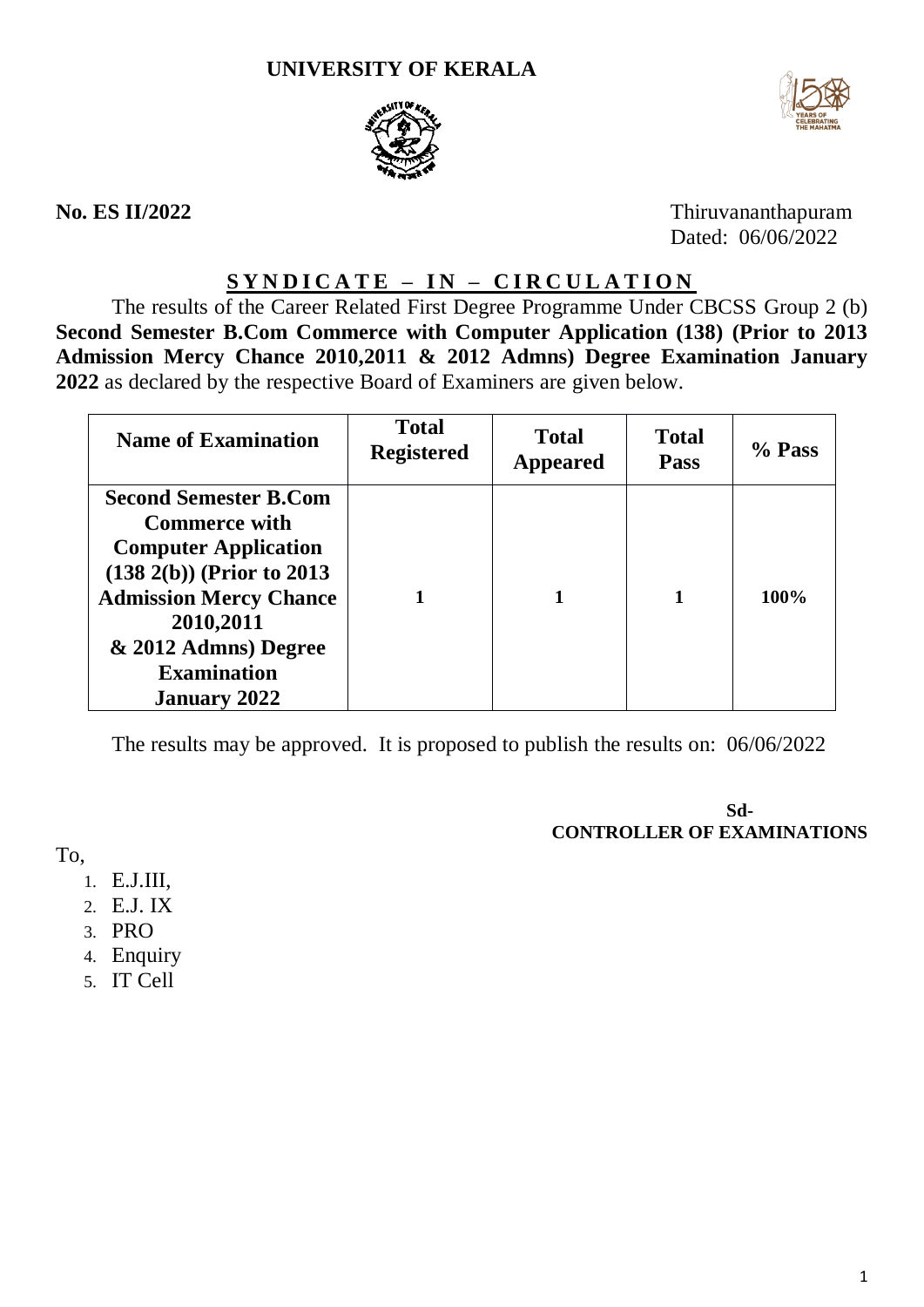# UNIVERSITY OF KERALA

**No. ES II/2022**

Thiruvananthapuram
Dated: 06/06/2022

## SYNDICATE – IN – CIRCULATION

The results of the Career Related First Degree Programme Under CBCSS Group 2 (b) **Second Semester B.Com Commerce with Computer Application (138) (Prior to 2013 Admission Mercy Chance 2010,2011 & 2012 Admns) Degree Examination January 2022** as declared by the respective Board of Examiners are given below.

| Name of Examination | Total Registered | Total Appeared | Total Pass | % Pass |
|---|---|---|---|---|
| **Second Semester B.Com Commerce with Computer Application (138 2(b)) (Prior to 2013 Admission Mercy Chance 2010,2011 & 2012 Admns) Degree Examination January 2022** | **1** | **1** | **1** | **100%** |

The results may be approved. It is proposed to publish the results on: 06/06/2022

**Sd-**
**CONTROLLER OF EXAMINATIONS**

To,

1. E.J.III,
2. E.J. IX
3. PRO
4. Enquiry
5. IT Cell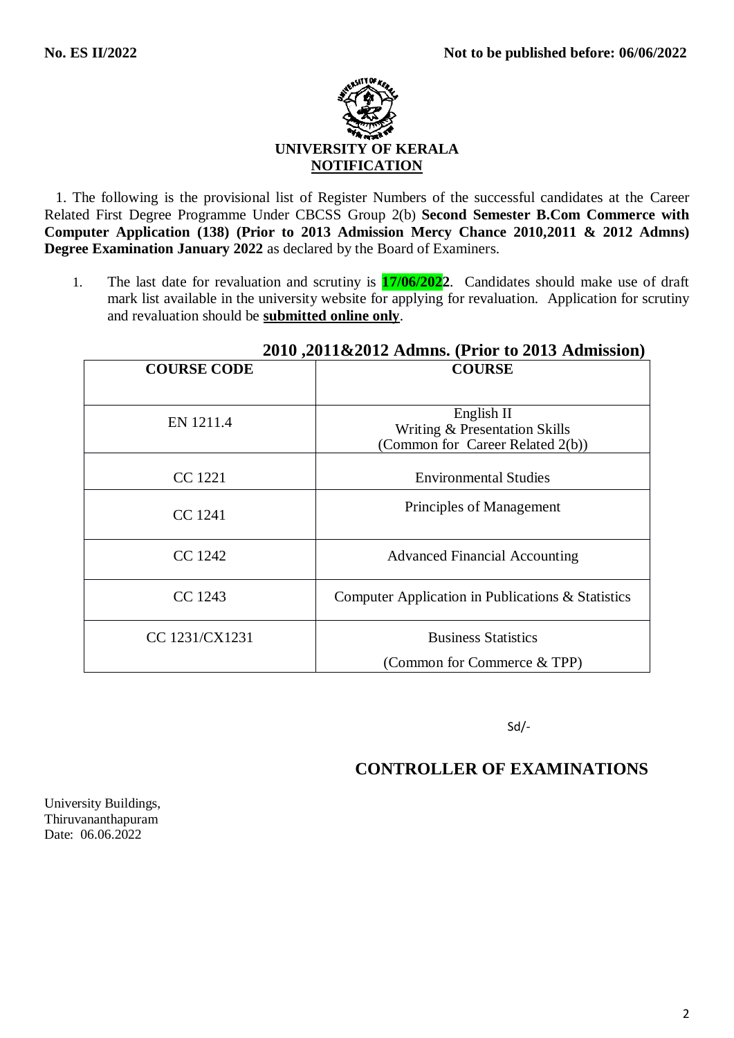**No. ES II/2022** **Not to be published before: 06/06/2022**

**UNIVERSITY OF KERALA**

**NOTIFICATION**

1. The following is the provisional list of Register Numbers of the successful candidates at the Career Related First Degree Programme Under CBCSS Group 2(b) **Second Semester B.Com Commerce with Computer Application (138) (Prior to 2013 Admission Mercy Chance 2010,2011 & 2012 Admns) Degree Examination January 2022** as declared by the Board of Examiners.

1. The last date for revaluation and scrutiny is **17/06/2022**. Candidates should make use of draft mark list available in the university website for applying for revaluation. Application for scrutiny and revaluation should be **submitted online only**.

**2010 ,2011&2012 Admns. (Prior to 2013 Admission)**

| COURSE CODE | COURSE |
|---|---|
| EN 1211.4 | English II<br>Writing & Presentation Skills<br>(Common for Career Related 2(b)) |
| CC 1221 | Environmental Studies |
| CC 1241 | Principles of Management |
| CC 1242 | Advanced Financial Accounting |
| CC 1243 | Computer Application in Publications & Statistics |
| CC 1231/CX1231 | Business Statistics<br>(Common for Commerce & TPP) |

Sd/-

**CONTROLLER OF EXAMINATIONS**

University Buildings,
Thiruvananthapuram
Date: 06.06.2022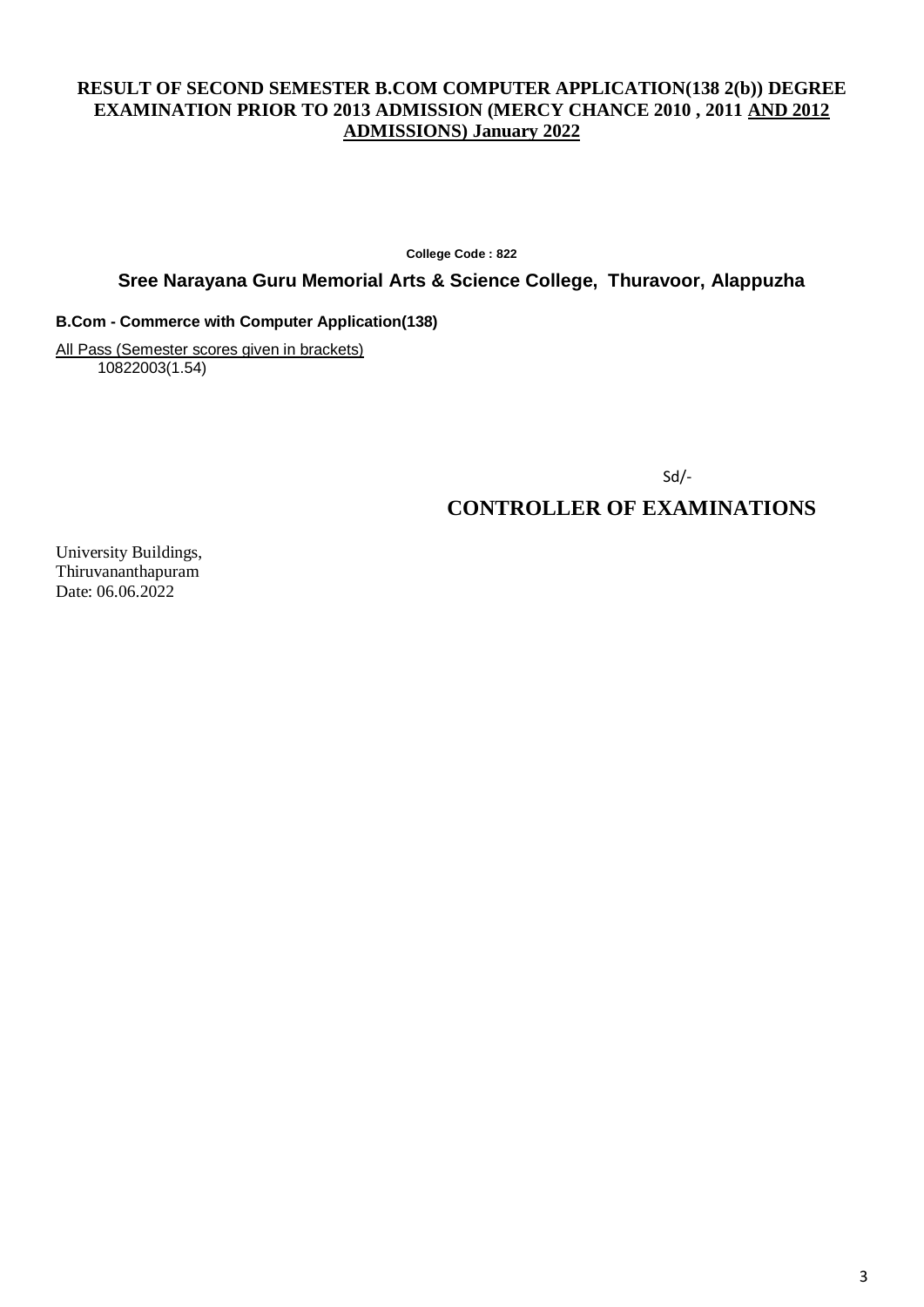**RESULT OF SECOND SEMESTER B.COM COMPUTER APPLICATION(138 2(b)) DEGREE EXAMINATION PRIOR TO 2013 ADMISSION (MERCY CHANCE 2010 , 2011 AND 2012 ADMISSIONS) January 2022**

**College Code : 822**

## Sree Narayana Guru Memorial Arts & Science College, Thuravoor, Alappuzha

**B.Com - Commerce with Computer Application(138)**

All Pass (Semester scores given in brackets)

10822003(1.54)

Sd/-

**CONTROLLER OF EXAMINATIONS**

University Buildings,
Thiruvananthapuram
Date: 06.06.2022